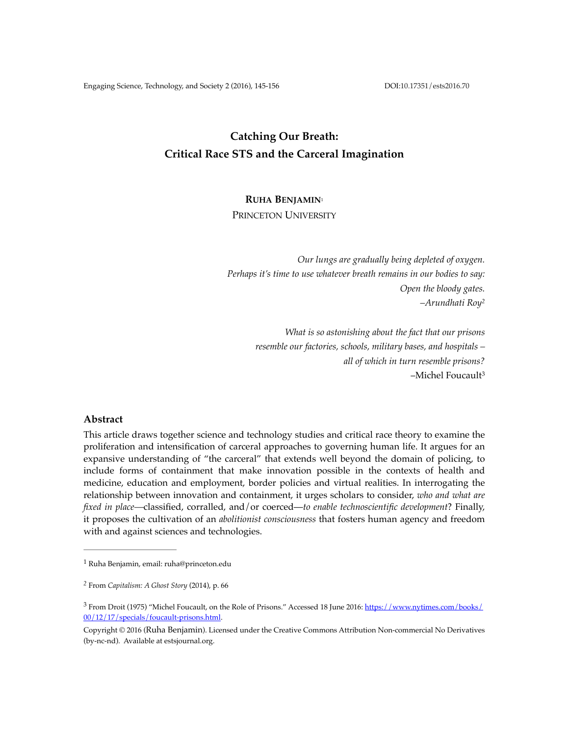# Catching Our Breath: Critical Race STS and the Carceral Imagination

**RUHA BENJAMIN**[1]
PRINCETON UNIVERSITY

*Our lungs are gradually being depleted of oxygen.*
*Perhaps it's time to use whatever breath remains in our bodies to say:*
*Open the bloody gates.*
*–Arundhati Roy*[2]

*What is so astonishing about the fact that our prisons*
*resemble our factories, schools, military bases, and hospitals –*
*all of which in turn resemble prisons?*
–Michel Foucault[3]

## Abstract

This article draws together science and technology studies and critical race theory to examine the proliferation and intensification of carceral approaches to governing human life. It argues for an expansive understanding of "the carceral" that extends well beyond the domain of policing, to include forms of containment that make innovation possible in the contexts of health and medicine, education and employment, border policies and virtual realities. In interrogating the relationship between innovation and containment, it urges scholars to consider, *who and what are fixed in place*—classified, corralled, and/or coerced—*to enable technoscientific development*? Finally, it proposes the cultivation of an *abolitionist consciousness* that fosters human agency and freedom with and against sciences and technologies.

---

[1] Ruha Benjamin, email: ruha@princeton.edu

[2] From *Capitalism: A Ghost Story* (2014), p. 66

[3] From Droit (1975) "Michel Foucault, on the Role of Prisons." Accessed 18 June 2016: https://www.nytimes.com/books/00/12/17/specials/foucault-prisons.html.

Copyright © 2016 (Ruha Benjamin). Licensed under the Creative Commons Attribution Non-commercial No Derivatives (by-nc-nd). Available at estsjournal.org.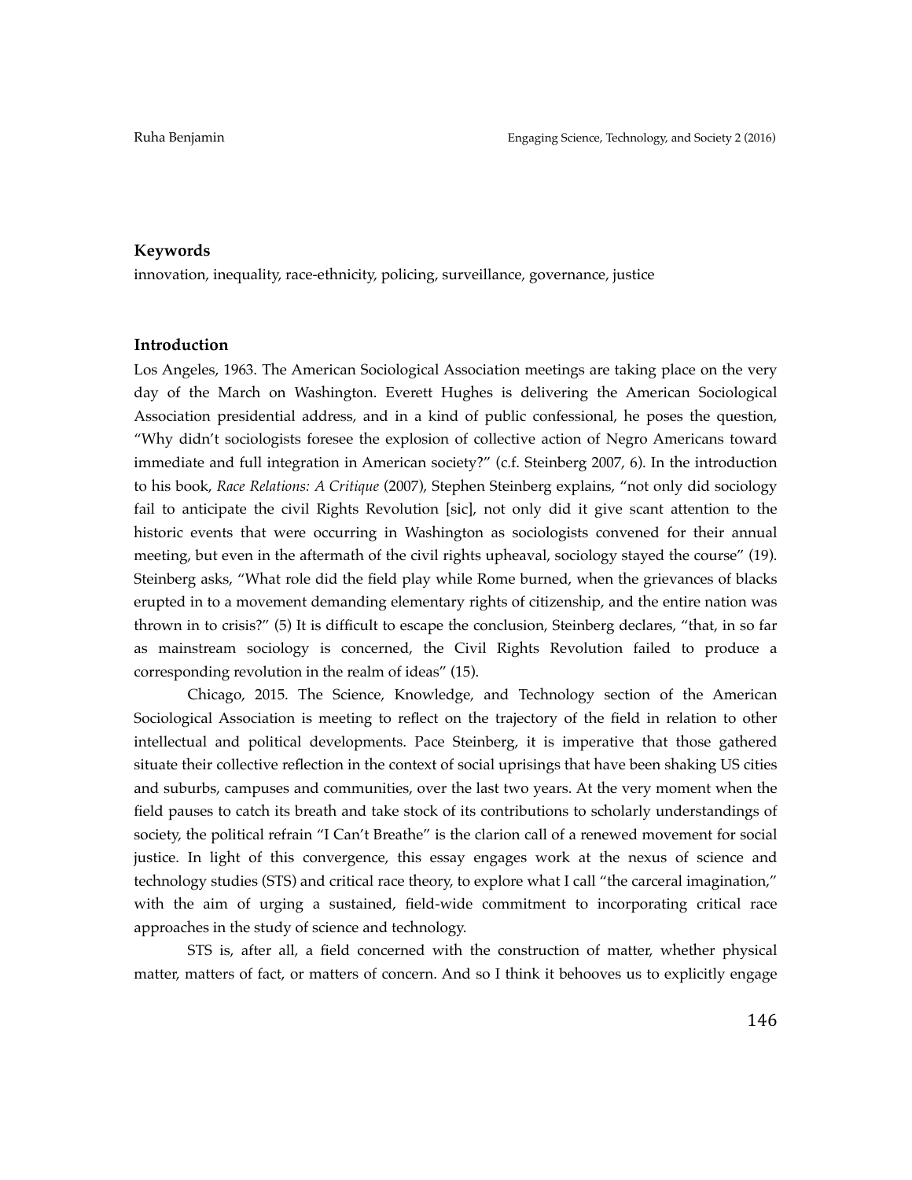### Keywords

innovation, inequality, race-ethnicity, policing, surveillance, governance, justice

### Introduction

Los Angeles, 1963. The American Sociological Association meetings are taking place on the very day of the March on Washington. Everett Hughes is delivering the American Sociological Association presidential address, and in a kind of public confessional, he poses the question, "Why didn't sociologists foresee the explosion of collective action of Negro Americans toward immediate and full integration in American society?" (c.f. Steinberg 2007, 6). In the introduction to his book, *Race Relations: A Critique* (2007), Stephen Steinberg explains, "not only did sociology fail to anticipate the civil Rights Revolution [sic], not only did it give scant attention to the historic events that were occurring in Washington as sociologists convened for their annual meeting, but even in the aftermath of the civil rights upheaval, sociology stayed the course" (19). Steinberg asks, "What role did the field play while Rome burned, when the grievances of blacks erupted in to a movement demanding elementary rights of citizenship, and the entire nation was thrown in to crisis?" (5) It is difficult to escape the conclusion, Steinberg declares, "that, in so far as mainstream sociology is concerned, the Civil Rights Revolution failed to produce a corresponding revolution in the realm of ideas" (15).

Chicago, 2015. The Science, Knowledge, and Technology section of the American Sociological Association is meeting to reflect on the trajectory of the field in relation to other intellectual and political developments. Pace Steinberg, it is imperative that those gathered situate their collective reflection in the context of social uprisings that have been shaking US cities and suburbs, campuses and communities, over the last two years. At the very moment when the field pauses to catch its breath and take stock of its contributions to scholarly understandings of society, the political refrain "I Can't Breathe" is the clarion call of a renewed movement for social justice. In light of this convergence, this essay engages work at the nexus of science and technology studies (STS) and critical race theory, to explore what I call "the carceral imagination," with the aim of urging a sustained, field-wide commitment to incorporating critical race approaches in the study of science and technology.

STS is, after all, a field concerned with the construction of matter, whether physical matter, matters of fact, or matters of concern. And so I think it behooves us to explicitly engage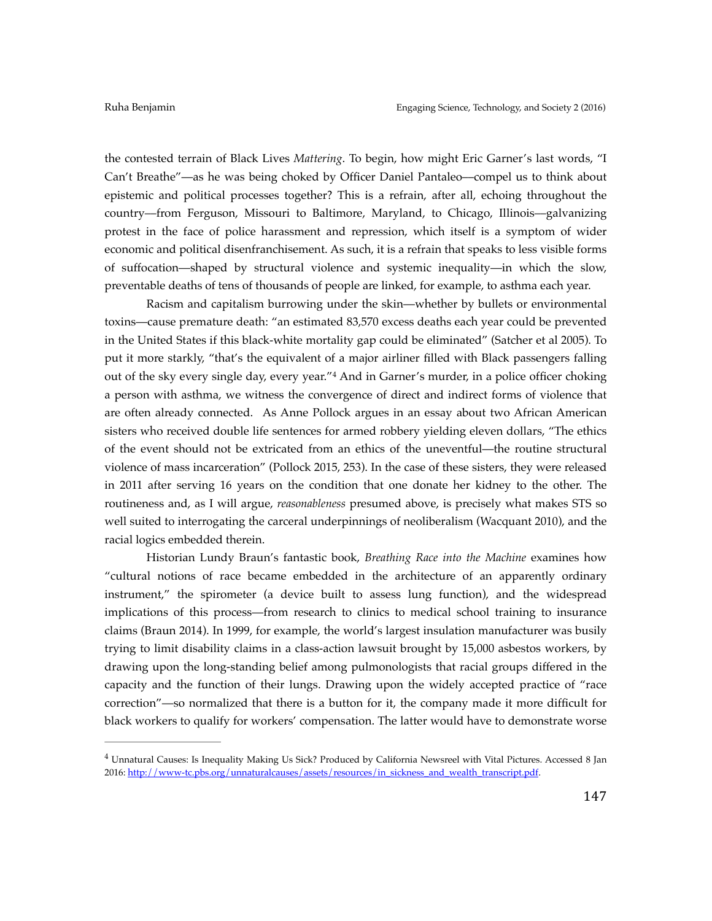the contested terrain of Black Lives *Mattering*. To begin, how might Eric Garner's last words, "I Can't Breathe"—as he was being choked by Officer Daniel Pantaleo—compel us to think about epistemic and political processes together? This is a refrain, after all, echoing throughout the country—from Ferguson, Missouri to Baltimore, Maryland, to Chicago, Illinois—galvanizing protest in the face of police harassment and repression, which itself is a symptom of wider economic and political disenfranchisement. As such, it is a refrain that speaks to less visible forms of suffocation—shaped by structural violence and systemic inequality—in which the slow, preventable deaths of tens of thousands of people are linked, for example, to asthma each year.

Racism and capitalism burrowing under the skin—whether by bullets or environmental toxins—cause premature death: "an estimated 83,570 excess deaths each year could be prevented in the United States if this black-white mortality gap could be eliminated" (Satcher et al 2005). To put it more starkly, "that's the equivalent of a major airliner filled with Black passengers falling out of the sky every single day, every year."[4] And in Garner's murder, in a police officer choking a person with asthma, we witness the convergence of direct and indirect forms of violence that are often already connected. As Anne Pollock argues in an essay about two African American sisters who received double life sentences for armed robbery yielding eleven dollars, "The ethics of the event should not be extricated from an ethics of the uneventful—the routine structural violence of mass incarceration" (Pollock 2015, 253). In the case of these sisters, they were released in 2011 after serving 16 years on the condition that one donate her kidney to the other. The routineness and, as I will argue, *reasonableness* presumed above, is precisely what makes STS so well suited to interrogating the carceral underpinnings of neoliberalism (Wacquant 2010), and the racial logics embedded therein.

Historian Lundy Braun's fantastic book, *Breathing Race into the Machine* examines how "cultural notions of race became embedded in the architecture of an apparently ordinary instrument," the spirometer (a device built to assess lung function), and the widespread implications of this process—from research to clinics to medical school training to insurance claims (Braun 2014). In 1999, for example, the world's largest insulation manufacturer was busily trying to limit disability claims in a class-action lawsuit brought by 15,000 asbestos workers, by drawing upon the long-standing belief among pulmonologists that racial groups differed in the capacity and the function of their lungs. Drawing upon the widely accepted practice of "race correction"—so normalized that there is a button for it, the company made it more difficult for black workers to qualify for workers' compensation. The latter would have to demonstrate worse

---

[4] Unnatural Causes: Is Inequality Making Us Sick? Produced by California Newsreel with Vital Pictures. Accessed 8 Jan 2016: http://www-tc.pbs.org/unnaturalcauses/assets/resources/in_sickness_and_wealth_transcript.pdf.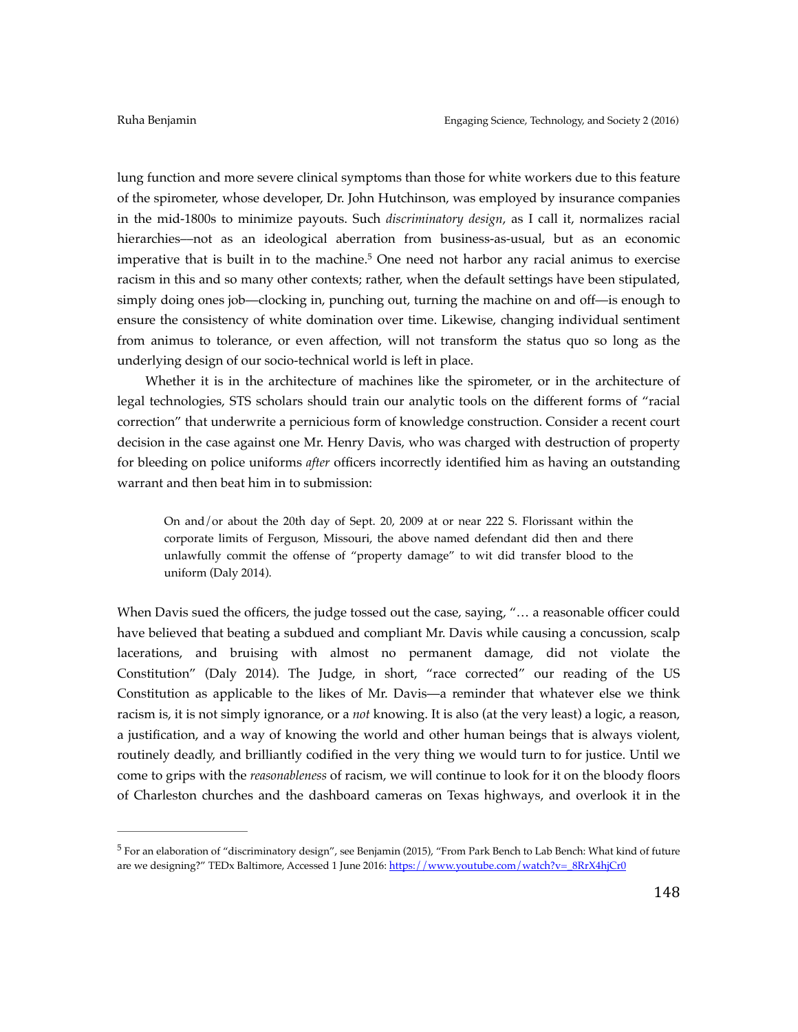lung function and more severe clinical symptoms than those for white workers due to this feature of the spirometer, whose developer, Dr. John Hutchinson, was employed by insurance companies in the mid-1800s to minimize payouts. Such *discriminatory design*, as I call it, normalizes racial hierarchies—not as an ideological aberration from business-as-usual, but as an economic imperative that is built in to the machine.[5] One need not harbor any racial animus to exercise racism in this and so many other contexts; rather, when the default settings have been stipulated, simply doing ones job—clocking in, punching out, turning the machine on and off—is enough to ensure the consistency of white domination over time. Likewise, changing individual sentiment from animus to tolerance, or even affection, will not transform the status quo so long as the underlying design of our socio-technical world is left in place.

Whether it is in the architecture of machines like the spirometer, or in the architecture of legal technologies, STS scholars should train our analytic tools on the different forms of "racial correction" that underwrite a pernicious form of knowledge construction. Consider a recent court decision in the case against one Mr. Henry Davis, who was charged with destruction of property for bleeding on police uniforms *after* officers incorrectly identified him as having an outstanding warrant and then beat him in to submission:

> On and/or about the 20th day of Sept. 20, 2009 at or near 222 S. Florissant within the corporate limits of Ferguson, Missouri, the above named defendant did then and there unlawfully commit the offense of "property damage" to wit did transfer blood to the uniform (Daly 2014).

When Davis sued the officers, the judge tossed out the case, saying, "… a reasonable officer could have believed that beating a subdued and compliant Mr. Davis while causing a concussion, scalp lacerations, and bruising with almost no permanent damage, did not violate the Constitution" (Daly 2014). The Judge, in short, "race corrected" our reading of the US Constitution as applicable to the likes of Mr. Davis—a reminder that whatever else we think racism is, it is not simply ignorance, or a *not* knowing. It is also (at the very least) a logic, a reason, a justification, and a way of knowing the world and other human beings that is always violent, routinely deadly, and brilliantly codified in the very thing we would turn to for justice. Until we come to grips with the *reasonableness* of racism, we will continue to look for it on the bloody floors of Charleston churches and the dashboard cameras on Texas highways, and overlook it in the

---

[5] For an elaboration of "discriminatory design", see Benjamin (2015), "From Park Bench to Lab Bench: What kind of future are we designing?" TEDx Baltimore, Accessed 1 June 2016: https://www.youtube.com/watch?v=_8RrX4hjCr0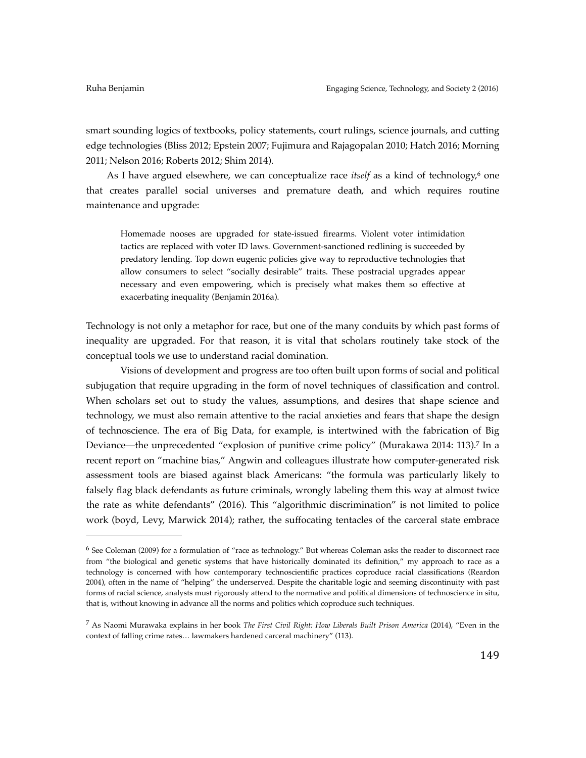smart sounding logics of textbooks, policy statements, court rulings, science journals, and cutting edge technologies (Bliss 2012; Epstein 2007; Fujimura and Rajagopalan 2010; Hatch 2016; Morning 2011; Nelson 2016; Roberts 2012; Shim 2014).

As I have argued elsewhere, we can conceptualize race *itself* as a kind of technology,[6] one that creates parallel social universes and premature death, and which requires routine maintenance and upgrade:

> Homemade nooses are upgraded for state-issued firearms. Violent voter intimidation tactics are replaced with voter ID laws. Government-sanctioned redlining is succeeded by predatory lending. Top down eugenic policies give way to reproductive technologies that allow consumers to select "socially desirable" traits. These postracial upgrades appear necessary and even empowering, which is precisely what makes them so effective at exacerbating inequality (Benjamin 2016a).

Technology is not only a metaphor for race, but one of the many conduits by which past forms of inequality are upgraded. For that reason, it is vital that scholars routinely take stock of the conceptual tools we use to understand racial domination.

Visions of development and progress are too often built upon forms of social and political subjugation that require upgrading in the form of novel techniques of classification and control. When scholars set out to study the values, assumptions, and desires that shape science and technology, we must also remain attentive to the racial anxieties and fears that shape the design of technoscience. The era of Big Data, for example, is intertwined with the fabrication of Big Deviance—the unprecedented "explosion of punitive crime policy" (Murakawa 2014: 113).[7] In a recent report on "machine bias," Angwin and colleagues illustrate how computer-generated risk assessment tools are biased against black Americans: "the formula was particularly likely to falsely flag black defendants as future criminals, wrongly labeling them this way at almost twice the rate as white defendants" (2016). This "algorithmic discrimination" is not limited to police work (boyd, Levy, Marwick 2014); rather, the suffocating tentacles of the carceral state embrace

---

[6] See Coleman (2009) for a formulation of "race as technology." But whereas Coleman asks the reader to disconnect race from "the biological and genetic systems that have historically dominated its definition," my approach to race as a technology is concerned with how contemporary technoscientific practices coproduce racial classifications (Reardon 2004), often in the name of "helping" the underserved. Despite the charitable logic and seeming discontinuity with past forms of racial science, analysts must rigorously attend to the normative and political dimensions of technoscience in situ, that is, without knowing in advance all the norms and politics which coproduce such techniques.

[7] As Naomi Murawaka explains in her book *The First Civil Right: How Liberals Built Prison America* (2014), "Even in the context of falling crime rates… lawmakers hardened carceral machinery" (113).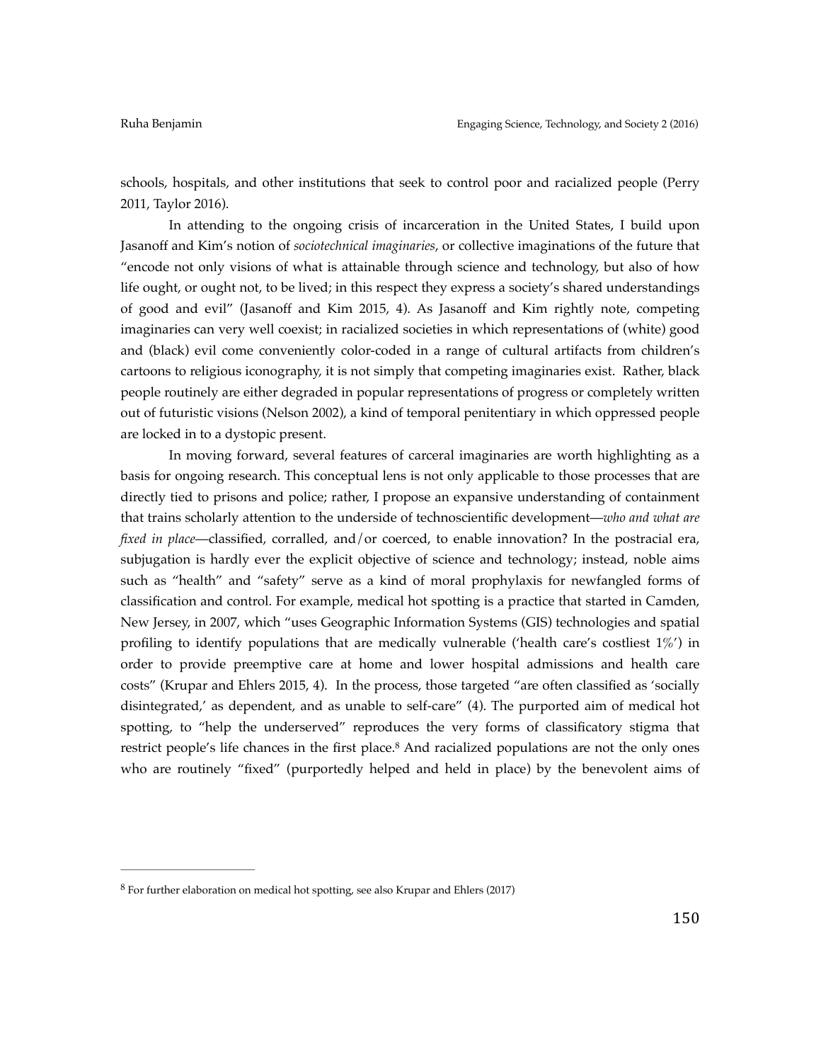schools, hospitals, and other institutions that seek to control poor and racialized people (Perry 2011, Taylor 2016).

In attending to the ongoing crisis of incarceration in the United States, I build upon Jasanoff and Kim's notion of *sociotechnical imaginaries*, or collective imaginations of the future that "encode not only visions of what is attainable through science and technology, but also of how life ought, or ought not, to be lived; in this respect they express a society's shared understandings of good and evil" (Jasanoff and Kim 2015, 4). As Jasanoff and Kim rightly note, competing imaginaries can very well coexist; in racialized societies in which representations of (white) good and (black) evil come conveniently color-coded in a range of cultural artifacts from children's cartoons to religious iconography, it is not simply that competing imaginaries exist. Rather, black people routinely are either degraded in popular representations of progress or completely written out of futuristic visions (Nelson 2002), a kind of temporal penitentiary in which oppressed people are locked in to a dystopic present.

In moving forward, several features of carceral imaginaries are worth highlighting as a basis for ongoing research. This conceptual lens is not only applicable to those processes that are directly tied to prisons and police; rather, I propose an expansive understanding of containment that trains scholarly attention to the underside of technoscientific development—*who and what are fixed in place*—classified, corralled, and/or coerced, to enable innovation? In the postracial era, subjugation is hardly ever the explicit objective of science and technology; instead, noble aims such as "health" and "safety" serve as a kind of moral prophylaxis for newfangled forms of classification and control. For example, medical hot spotting is a practice that started in Camden, New Jersey, in 2007, which "uses Geographic Information Systems (GIS) technologies and spatial profiling to identify populations that are medically vulnerable ('health care's costliest 1%') in order to provide preemptive care at home and lower hospital admissions and health care costs" (Krupar and Ehlers 2015, 4). In the process, those targeted "are often classified as 'socially disintegrated,' as dependent, and as unable to self-care" (4). The purported aim of medical hot spotting, to "help the underserved" reproduces the very forms of classificatory stigma that restrict people's life chances in the first place.[8] And racialized populations are not the only ones who are routinely "fixed" (purportedly helped and held in place) by the benevolent aims of

[8] For further elaboration on medical hot spotting, see also Krupar and Ehlers (2017)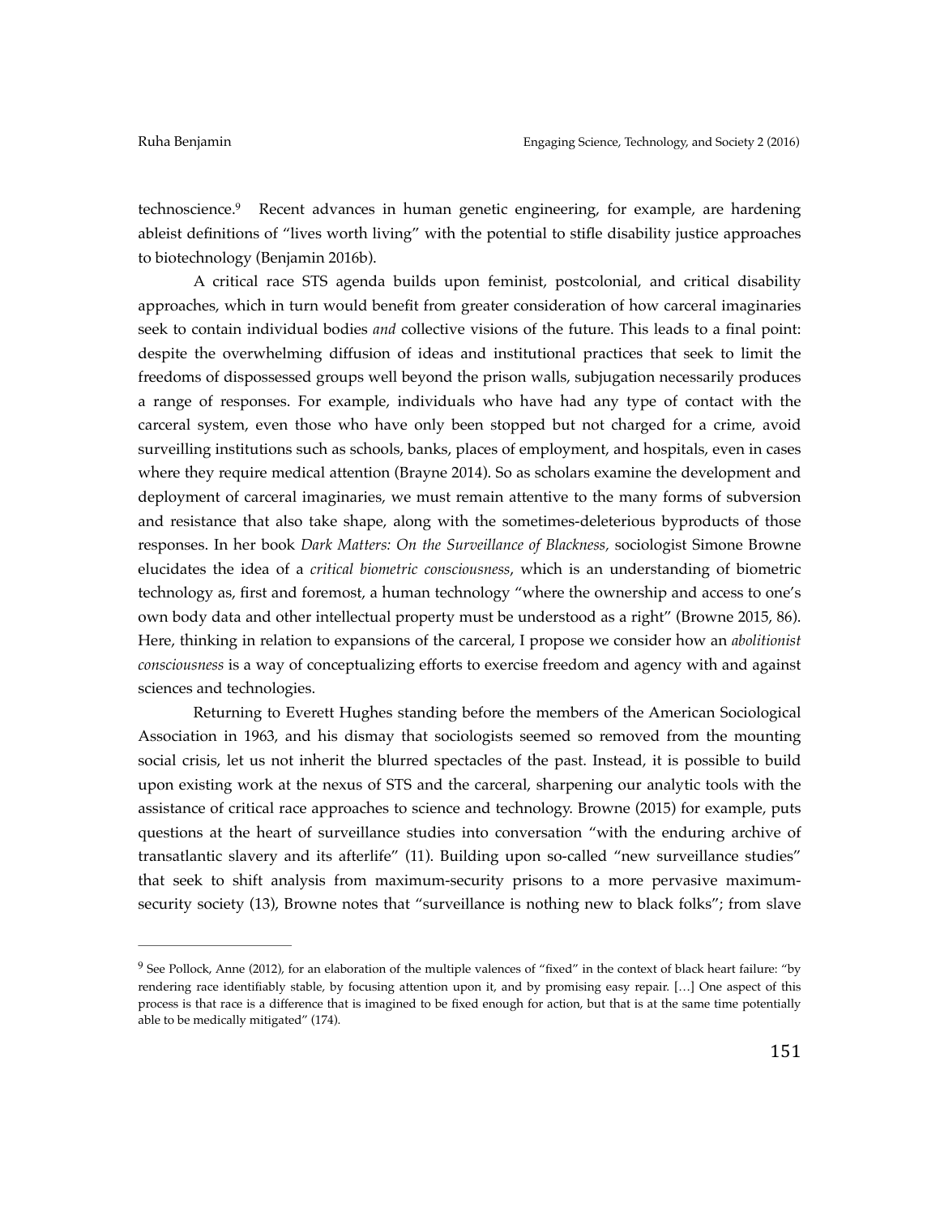technoscience.[9] Recent advances in human genetic engineering, for example, are hardening ableist definitions of "lives worth living" with the potential to stifle disability justice approaches to biotechnology (Benjamin 2016b).

A critical race STS agenda builds upon feminist, postcolonial, and critical disability approaches, which in turn would benefit from greater consideration of how carceral imaginaries seek to contain individual bodies *and* collective visions of the future. This leads to a final point: despite the overwhelming diffusion of ideas and institutional practices that seek to limit the freedoms of dispossessed groups well beyond the prison walls, subjugation necessarily produces a range of responses. For example, individuals who have had any type of contact with the carceral system, even those who have only been stopped but not charged for a crime, avoid surveilling institutions such as schools, banks, places of employment, and hospitals, even in cases where they require medical attention (Brayne 2014). So as scholars examine the development and deployment of carceral imaginaries, we must remain attentive to the many forms of subversion and resistance that also take shape, along with the sometimes-deleterious byproducts of those responses. In her book *Dark Matters: On the Surveillance of Blackness,* sociologist Simone Browne elucidates the idea of a *critical biometric consciousness*, which is an understanding of biometric technology as, first and foremost, a human technology "where the ownership and access to one's own body data and other intellectual property must be understood as a right" (Browne 2015, 86). Here, thinking in relation to expansions of the carceral, I propose we consider how an *abolitionist consciousness* is a way of conceptualizing efforts to exercise freedom and agency with and against sciences and technologies.

Returning to Everett Hughes standing before the members of the American Sociological Association in 1963, and his dismay that sociologists seemed so removed from the mounting social crisis, let us not inherit the blurred spectacles of the past. Instead, it is possible to build upon existing work at the nexus of STS and the carceral, sharpening our analytic tools with the assistance of critical race approaches to science and technology. Browne (2015) for example, puts questions at the heart of surveillance studies into conversation "with the enduring archive of transatlantic slavery and its afterlife" (11). Building upon so-called "new surveillance studies" that seek to shift analysis from maximum-security prisons to a more pervasive maximum-security society (13), Browne notes that "surveillance is nothing new to black folks"; from slave

---

[9] See Pollock, Anne (2012), for an elaboration of the multiple valences of "fixed" in the context of black heart failure: "by rendering race identifiably stable, by focusing attention upon it, and by promising easy repair. […] One aspect of this process is that race is a difference that is imagined to be fixed enough for action, but that is at the same time potentially able to be medically mitigated" (174).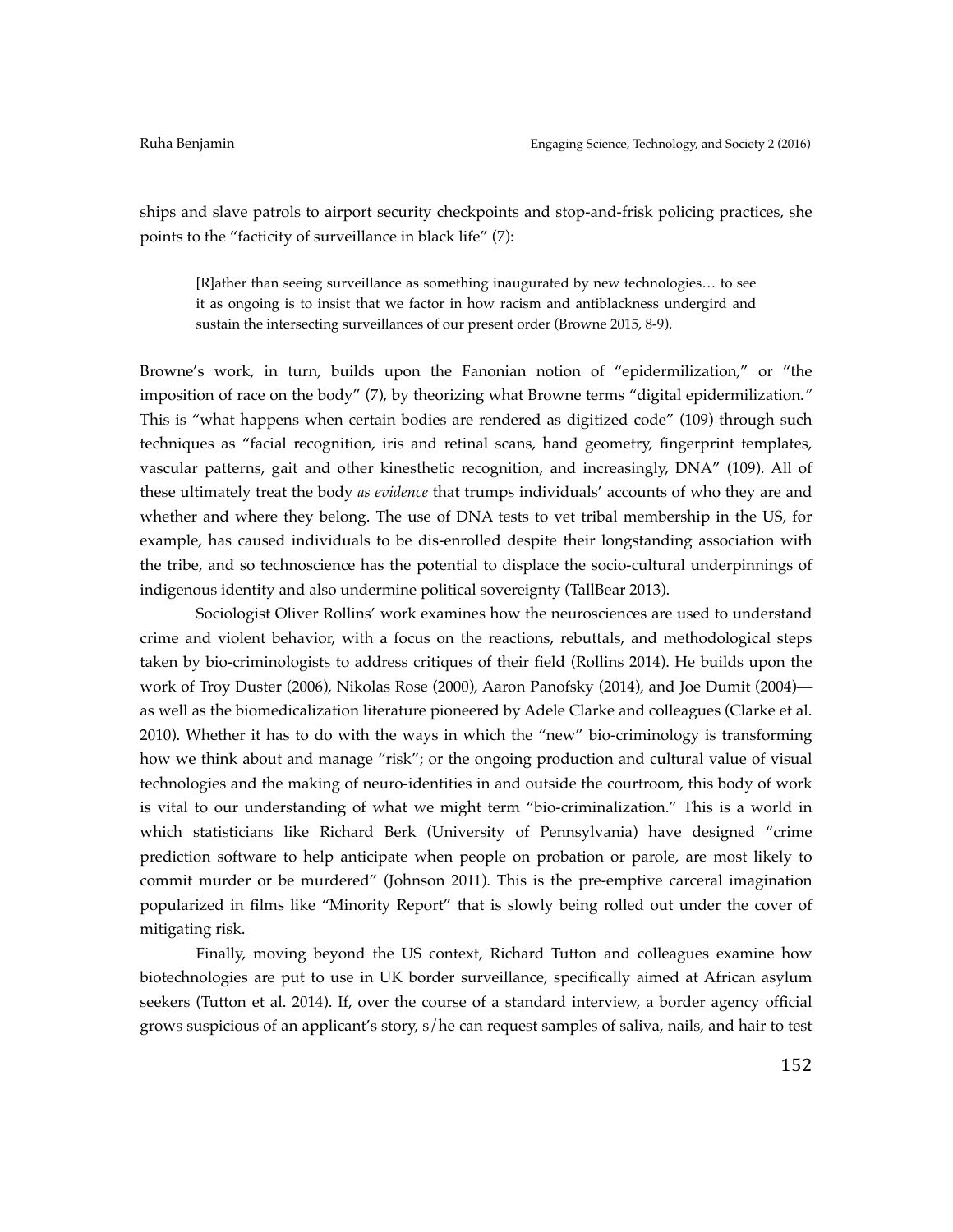ships and slave patrols to airport security checkpoints and stop-and-frisk policing practices, she points to the "facticity of surveillance in black life" (7):

> [R]ather than seeing surveillance as something inaugurated by new technologies… to see it as ongoing is to insist that we factor in how racism and antiblackness undergird and sustain the intersecting surveillances of our present order (Browne 2015, 8-9).

Browne's work, in turn, builds upon the Fanonian notion of "epidermilization," or "the imposition of race on the body" (7), by theorizing what Browne terms "digital epidermilization*.*" This is "what happens when certain bodies are rendered as digitized code" (109) through such techniques as "facial recognition, iris and retinal scans, hand geometry, fingerprint templates, vascular patterns, gait and other kinesthetic recognition, and increasingly, DNA" (109). All of these ultimately treat the body *as evidence* that trumps individuals' accounts of who they are and whether and where they belong. The use of DNA tests to vet tribal membership in the US, for example, has caused individuals to be dis-enrolled despite their longstanding association with the tribe, and so technoscience has the potential to displace the socio-cultural underpinnings of indigenous identity and also undermine political sovereignty (TallBear 2013).

Sociologist Oliver Rollins' work examines how the neurosciences are used to understand crime and violent behavior, with a focus on the reactions, rebuttals, and methodological steps taken by bio-criminologists to address critiques of their field (Rollins 2014). He builds upon the work of Troy Duster (2006), Nikolas Rose (2000), Aaron Panofsky (2014), and Joe Dumit (2004)—as well as the biomedicalization literature pioneered by Adele Clarke and colleagues (Clarke et al. 2010). Whether it has to do with the ways in which the "new" bio-criminology is transforming how we think about and manage "risk"; or the ongoing production and cultural value of visual technologies and the making of neuro-identities in and outside the courtroom, this body of work is vital to our understanding of what we might term "bio-criminalization." This is a world in which statisticians like Richard Berk (University of Pennsylvania) have designed "crime prediction software to help anticipate when people on probation or parole, are most likely to commit murder or be murdered" (Johnson 2011). This is the pre-emptive carceral imagination popularized in films like "Minority Report" that is slowly being rolled out under the cover of mitigating risk.

Finally, moving beyond the US context, Richard Tutton and colleagues examine how biotechnologies are put to use in UK border surveillance, specifically aimed at African asylum seekers (Tutton et al. 2014). If, over the course of a standard interview, a border agency official grows suspicious of an applicant's story, s/he can request samples of saliva, nails, and hair to test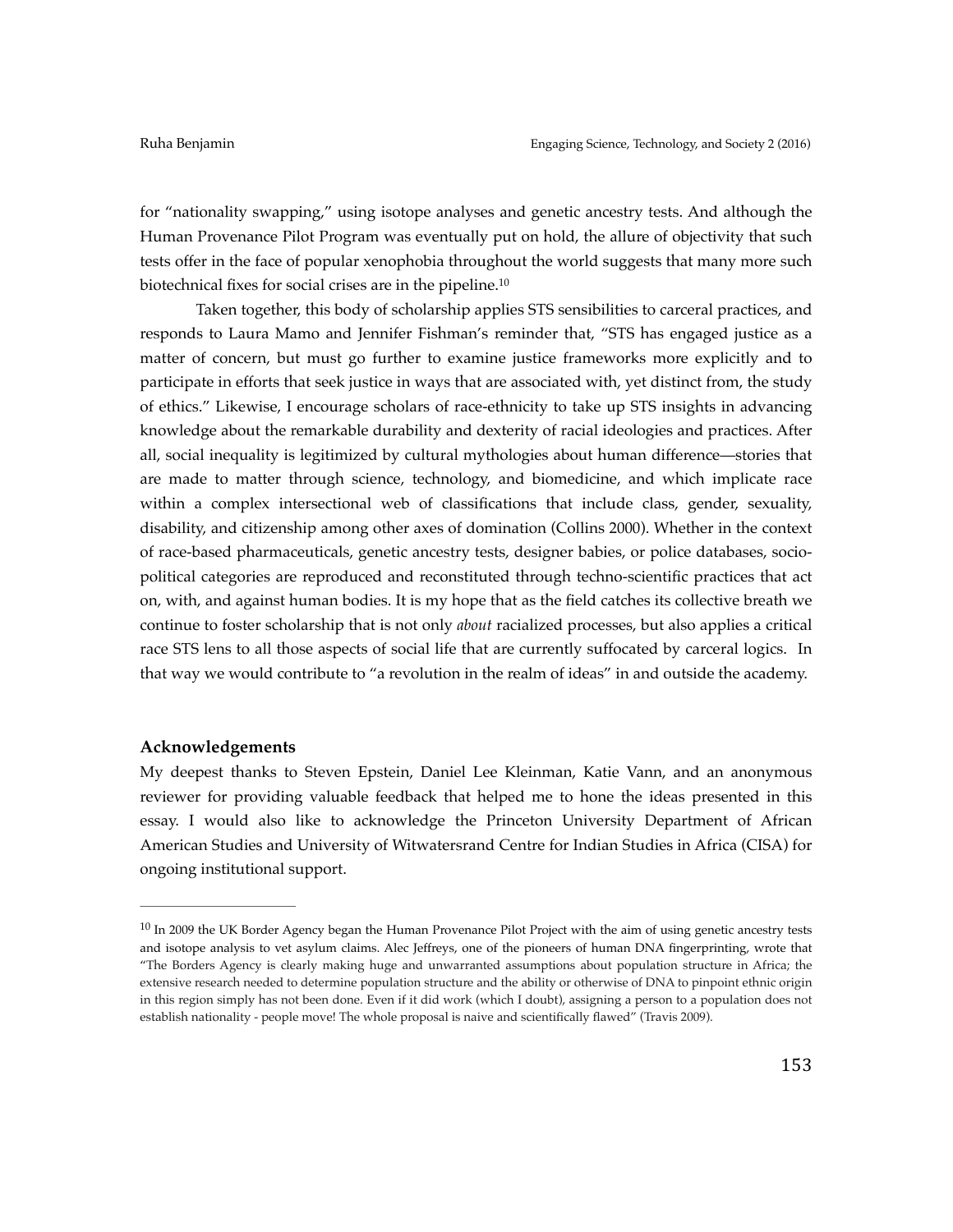for "nationality swapping," using isotope analyses and genetic ancestry tests. And although the Human Provenance Pilot Program was eventually put on hold, the allure of objectivity that such tests offer in the face of popular xenophobia throughout the world suggests that many more such biotechnical fixes for social crises are in the pipeline.[10]

Taken together, this body of scholarship applies STS sensibilities to carceral practices, and responds to Laura Mamo and Jennifer Fishman's reminder that, "STS has engaged justice as a matter of concern, but must go further to examine justice frameworks more explicitly and to participate in efforts that seek justice in ways that are associated with, yet distinct from, the study of ethics." Likewise, I encourage scholars of race-ethnicity to take up STS insights in advancing knowledge about the remarkable durability and dexterity of racial ideologies and practices. After all, social inequality is legitimized by cultural mythologies about human difference—stories that are made to matter through science, technology, and biomedicine, and which implicate race within a complex intersectional web of classifications that include class, gender, sexuality, disability, and citizenship among other axes of domination (Collins 2000). Whether in the context of race-based pharmaceuticals, genetic ancestry tests, designer babies, or police databases, socio-political categories are reproduced and reconstituted through techno-scientific practices that act on, with, and against human bodies. It is my hope that as the field catches its collective breath we continue to foster scholarship that is not only *about* racialized processes, but also applies a critical race STS lens to all those aspects of social life that are currently suffocated by carceral logics. In that way we would contribute to "a revolution in the realm of ideas" in and outside the academy.

### Acknowledgements

My deepest thanks to Steven Epstein, Daniel Lee Kleinman, Katie Vann, and an anonymous reviewer for providing valuable feedback that helped me to hone the ideas presented in this essay. I would also like to acknowledge the Princeton University Department of African American Studies and University of Witwatersrand Centre for Indian Studies in Africa (CISA) for ongoing institutional support.

---

[10] In 2009 the UK Border Agency began the Human Provenance Pilot Project with the aim of using genetic ancestry tests and isotope analysis to vet asylum claims. Alec Jeffreys, one of the pioneers of human DNA fingerprinting, wrote that "The Borders Agency is clearly making huge and unwarranted assumptions about population structure in Africa; the extensive research needed to determine population structure and the ability or otherwise of DNA to pinpoint ethnic origin in this region simply has not been done. Even if it did work (which I doubt), assigning a person to a population does not establish nationality - people move! The whole proposal is naive and scientifically flawed" (Travis 2009).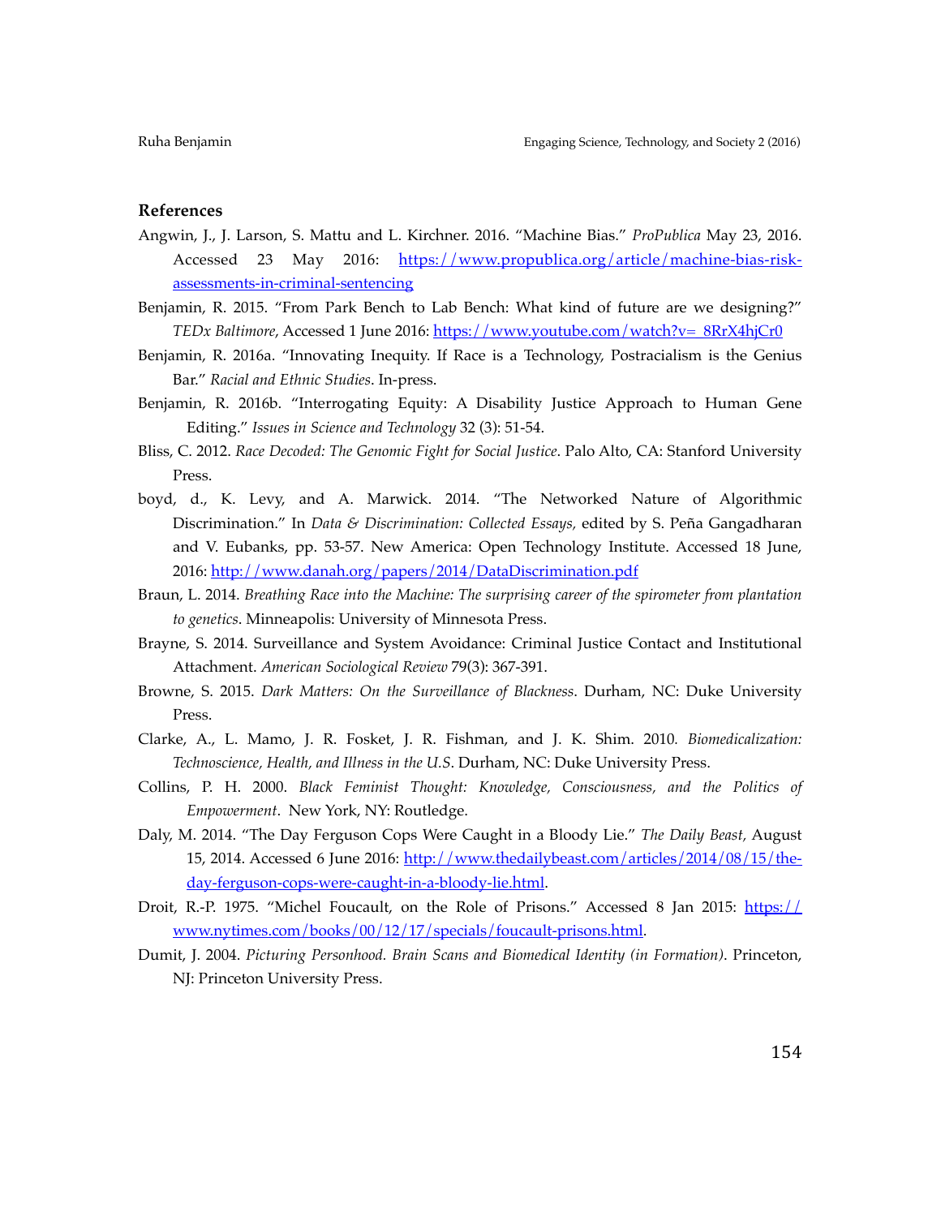## References

Angwin, J., J. Larson, S. Mattu and L. Kirchner. 2016. "Machine Bias." *ProPublica* May 23, 2016. Accessed 23 May 2016: https://www.propublica.org/article/machine-bias-risk-assessments-in-criminal-sentencing

Benjamin, R. 2015. "From Park Bench to Lab Bench: What kind of future are we designing?" *TEDx Baltimore*, Accessed 1 June 2016: https://www.youtube.com/watch?v=_8RrX4hjCr0

Benjamin, R. 2016a. "Innovating Inequity. If Race is a Technology, Postracialism is the Genius Bar." *Racial and Ethnic Studies*. In-press.

Benjamin, R. 2016b. "Interrogating Equity: A Disability Justice Approach to Human Gene Editing." *Issues in Science and Technology* 32 (3): 51-54.

Bliss, C. 2012. *Race Decoded: The Genomic Fight for Social Justice*. Palo Alto, CA: Stanford University Press.

boyd, d., K. Levy, and A. Marwick. 2014. "The Networked Nature of Algorithmic Discrimination." In *Data & Discrimination: Collected Essays,* edited by S. Peña Gangadharan and V. Eubanks, pp. 53-57. New America: Open Technology Institute. Accessed 18 June, 2016: http://www.danah.org/papers/2014/DataDiscrimination.pdf

Braun, L. 2014. *Breathing Race into the Machine: The surprising career of the spirometer from plantation to genetics*. Minneapolis: University of Minnesota Press.

Brayne, S. 2014. Surveillance and System Avoidance: Criminal Justice Contact and Institutional Attachment. *American Sociological Review* 79(3): 367-391.

Browne, S. 2015. *Dark Matters: On the Surveillance of Blackness*. Durham, NC: Duke University Press.

Clarke, A., L. Mamo, J. R. Fosket, J. R. Fishman, and J. K. Shim. 2010. *Biomedicalization: Technoscience, Health, and Illness in the U.S*. Durham, NC: Duke University Press.

Collins, P. H. 2000. *Black Feminist Thought: Knowledge, Consciousness, and the Politics of Empowerment*. New York, NY: Routledge.

Daly, M. 2014. "The Day Ferguson Cops Were Caught in a Bloody Lie." *The Daily Beast,* August 15, 2014. Accessed 6 June 2016: http://www.thedailybeast.com/articles/2014/08/15/the-day-ferguson-cops-were-caught-in-a-bloody-lie.html.

Droit, R.-P. 1975. "Michel Foucault, on the Role of Prisons." Accessed 8 Jan 2015: https://www.nytimes.com/books/00/12/17/specials/foucault-prisons.html.

Dumit, J. 2004. *Picturing Personhood. Brain Scans and Biomedical Identity (in Formation)*. Princeton, NJ: Princeton University Press.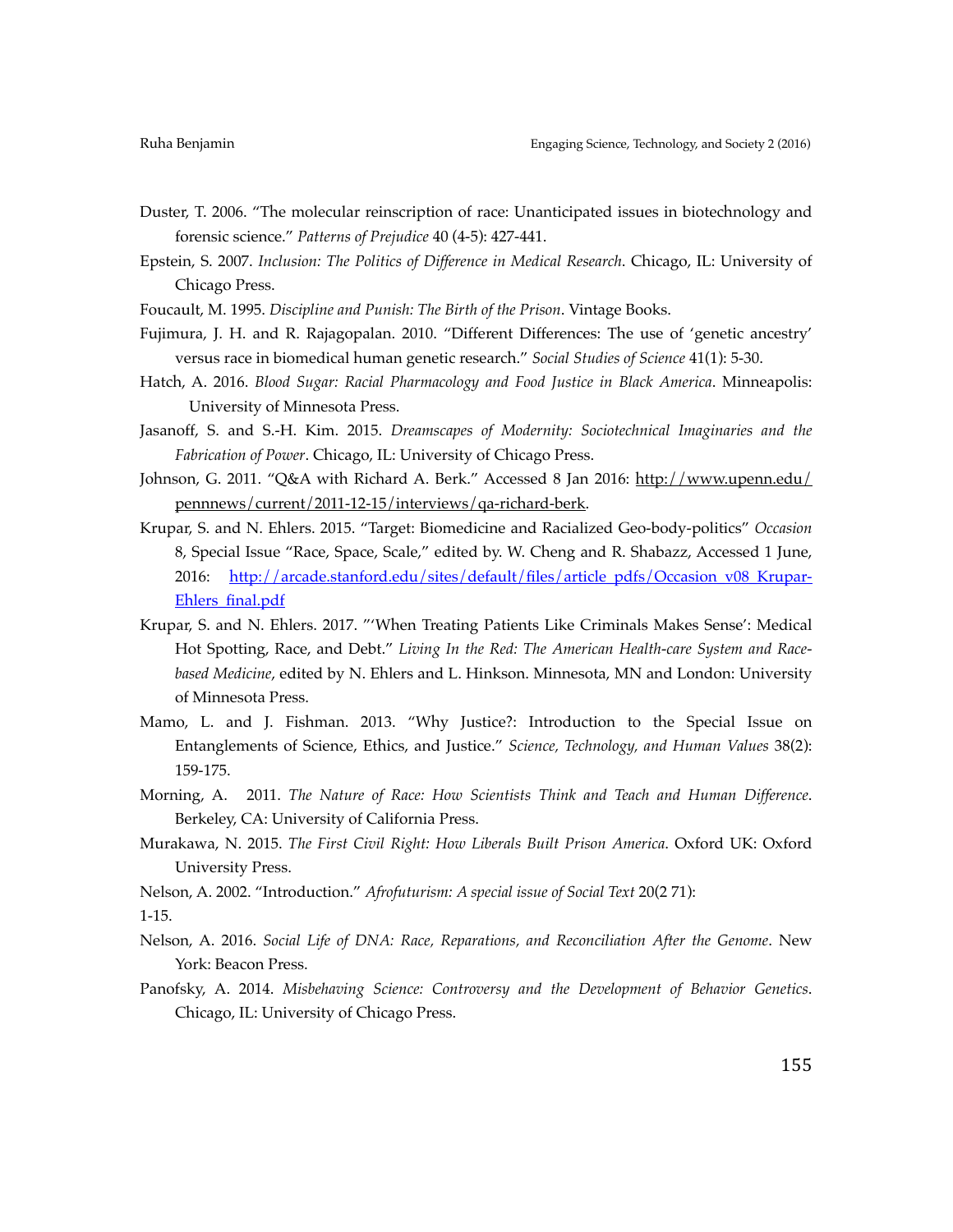Duster, T. 2006. "The molecular reinscription of race: Unanticipated issues in biotechnology and forensic science." *Patterns of Prejudice* 40 (4-5): 427-441.

Epstein, S. 2007. *Inclusion: The Politics of Difference in Medical Research*. Chicago, IL: University of Chicago Press.

Foucault, M. 1995. *Discipline and Punish: The Birth of the Prison*. Vintage Books.

Fujimura, J. H. and R. Rajagopalan. 2010. "Different Differences: The use of 'genetic ancestry' versus race in biomedical human genetic research." *Social Studies of Science* 41(1): 5-30.

Hatch, A. 2016. *Blood Sugar: Racial Pharmacology and Food Justice in Black America*. Minneapolis: University of Minnesota Press.

Jasanoff, S. and S.-H. Kim. 2015. *Dreamscapes of Modernity: Sociotechnical Imaginaries and the Fabrication of Power*. Chicago, IL: University of Chicago Press.

Johnson, G. 2011. "Q&A with Richard A. Berk." Accessed 8 Jan 2016: http://www.upenn.edu/pennnews/current/2011-12-15/interviews/qa-richard-berk.

Krupar, S. and N. Ehlers. 2015. "Target: Biomedicine and Racialized Geo-body-politics" *Occasion* 8, Special Issue "Race, Space, Scale," edited by. W. Cheng and R. Shabazz, Accessed 1 June, 2016: http://arcade.stanford.edu/sites/default/files/article_pdfs/Occasion_v08_Krupar-Ehlers_final.pdf

Krupar, S. and N. Ehlers. 2017. "'When Treating Patients Like Criminals Makes Sense': Medical Hot Spotting, Race, and Debt." *Living In the Red: The American Health-care System and Race-based Medicine*, edited by N. Ehlers and L. Hinkson. Minnesota, MN and London: University of Minnesota Press.

Mamo, L. and J. Fishman. 2013. "Why Justice?: Introduction to the Special Issue on Entanglements of Science, Ethics, and Justice." *Science, Technology, and Human Values* 38(2): 159-175.

Morning, A. 2011. *The Nature of Race: How Scientists Think and Teach and Human Difference*. Berkeley, CA: University of California Press.

Murakawa, N. 2015. *The First Civil Right: How Liberals Built Prison America*. Oxford UK: Oxford University Press.

Nelson, A. 2002. "Introduction." *Afrofuturism: A special issue of Social Text* 20(2 71): 1-15.

Nelson, A. 2016. *Social Life of DNA: Race, Reparations, and Reconciliation After the Genome*. New York: Beacon Press.

Panofsky, A. 2014. *Misbehaving Science: Controversy and the Development of Behavior Genetics*. Chicago, IL: University of Chicago Press.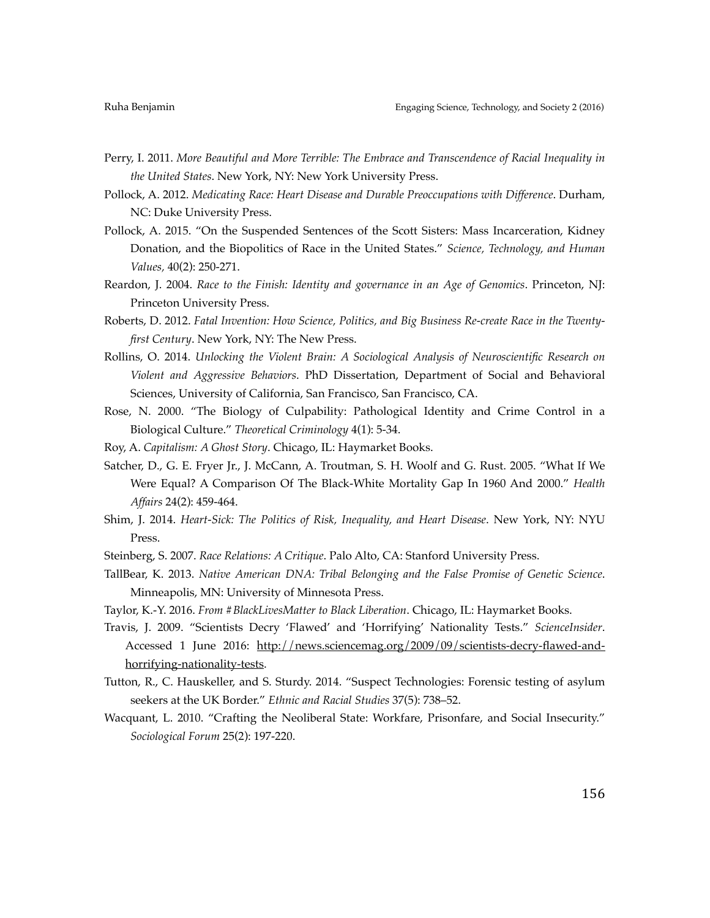Perry, I. 2011. *More Beautiful and More Terrible: The Embrace and Transcendence of Racial Inequality in the United States*. New York, NY: New York University Press.

Pollock, A. 2012. *Medicating Race: Heart Disease and Durable Preoccupations with Difference*. Durham, NC: Duke University Press.

Pollock, A. 2015. "On the Suspended Sentences of the Scott Sisters: Mass Incarceration, Kidney Donation, and the Biopolitics of Race in the United States." *Science, Technology, and Human Values*, 40(2): 250-271.

Reardon, J. 2004. *Race to the Finish: Identity and governance in an Age of Genomics*. Princeton, NJ: Princeton University Press.

Roberts, D. 2012. *Fatal Invention: How Science, Politics, and Big Business Re-create Race in the Twenty-first Century*. New York, NY: The New Press.

Rollins, O. 2014. *Unlocking the Violent Brain: A Sociological Analysis of Neuroscientific Research on Violent and Aggressive Behaviors*. PhD Dissertation, Department of Social and Behavioral Sciences, University of California, San Francisco, San Francisco, CA.

Rose, N. 2000. "The Biology of Culpability: Pathological Identity and Crime Control in a Biological Culture." *Theoretical Criminology* 4(1): 5-34.

Roy, A. *Capitalism: A Ghost Story*. Chicago, IL: Haymarket Books.

Satcher, D., G. E. Fryer Jr., J. McCann, A. Troutman, S. H. Woolf and G. Rust. 2005. "What If We Were Equal? A Comparison Of The Black-White Mortality Gap In 1960 And 2000." *Health Affairs* 24(2): 459-464.

Shim, J. 2014. *Heart-Sick: The Politics of Risk, Inequality, and Heart Disease*. New York, NY: NYU Press.

Steinberg, S. 2007. *Race Relations: A Critique*. Palo Alto, CA: Stanford University Press.

TallBear, K. 2013. *Native American DNA: Tribal Belonging and the False Promise of Genetic Science*. Minneapolis, MN: University of Minnesota Press.

Taylor, K.-Y. 2016. *From #BlackLivesMatter to Black Liberation*. Chicago, IL: Haymarket Books.

Travis, J. 2009. "Scientists Decry 'Flawed' and 'Horrifying' Nationality Tests." *ScienceInsider*. Accessed 1 June 2016: http://news.sciencemag.org/2009/09/scientists-decry-flawed-and-horrifying-nationality-tests.

Tutton, R., C. Hauskeller, and S. Sturdy. 2014. "Suspect Technologies: Forensic testing of asylum seekers at the UK Border." *Ethnic and Racial Studies* 37(5): 738–52.

Wacquant, L. 2010. "Crafting the Neoliberal State: Workfare, Prisonfare, and Social Insecurity." *Sociological Forum* 25(2): 197-220.